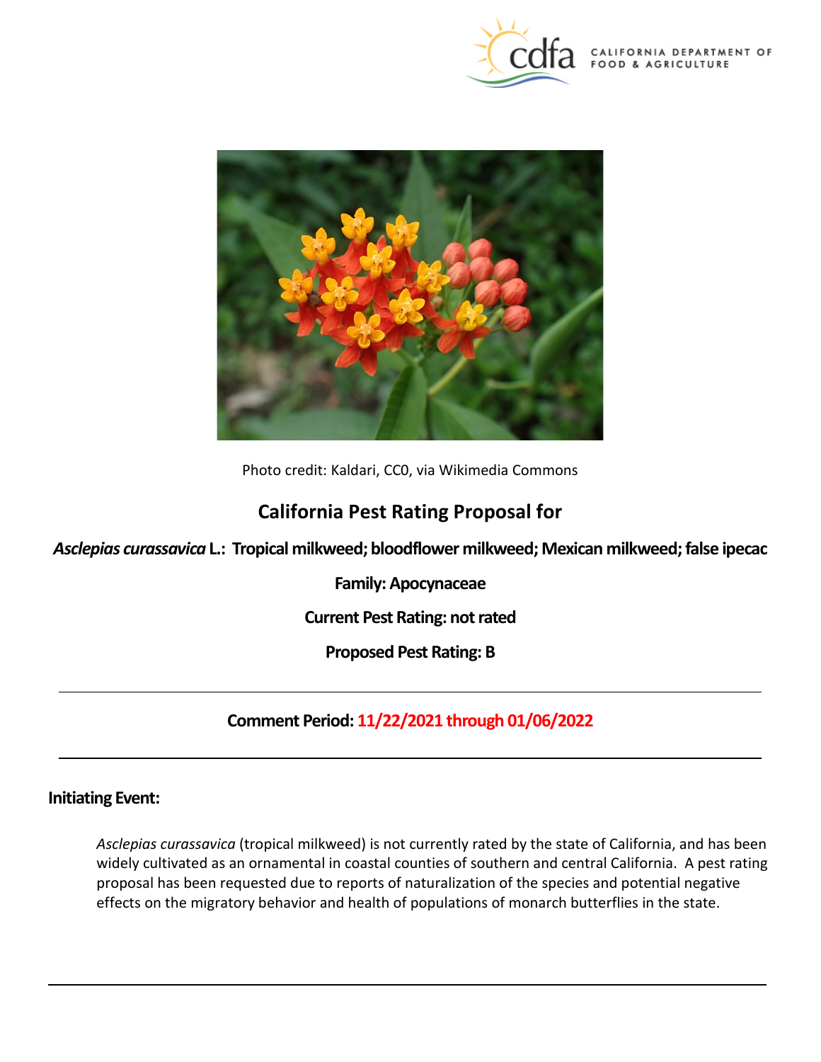Photo credit: Kaldari, CC0, via Wikimedia Commons

# California Pest Rating Proposal for

**_Asclepias curassavica_ L.: Tropical milkweed; bloodflower milkweed; Mexican milkweed; false ipecac**

**Family: Apocynaceae**

**Current Pest Rating: not rated**

**Proposed Pest Rating: B**

---

**Comment Period: 11/22/2021 through 01/06/2022**

---

## Initiating Event:

*Asclepias curassavica* (tropical milkweed) is not currently rated by the state of California, and has been widely cultivated as an ornamental in coastal counties of southern and central California. A pest rating proposal has been requested due to reports of naturalization of the species and potential negative effects on the migratory behavior and health of populations of monarch butterflies in the state.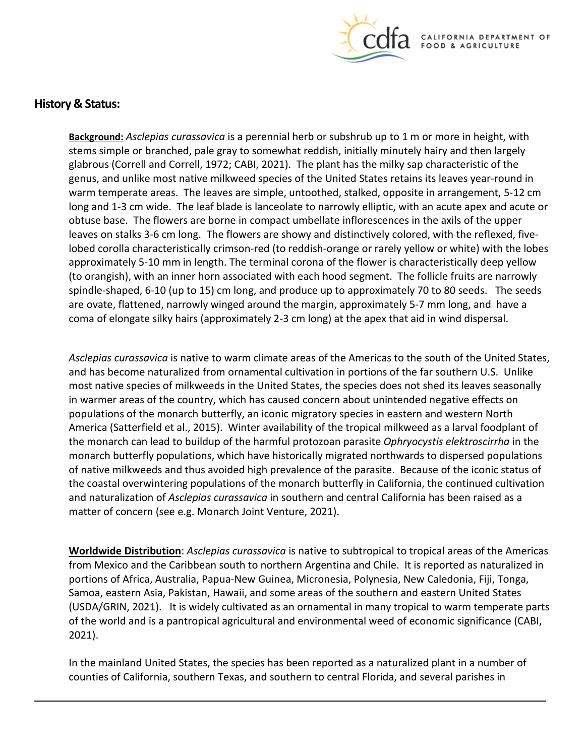## History & Status:

**Background:** *Asclepias curassavica* is a perennial herb or subshrub up to 1 m or more in height, with stems simple or branched, pale gray to somewhat reddish, initially minutely hairy and then largely glabrous (Correll and Correll, 1972; CABI, 2021). The plant has the milky sap characteristic of the genus, and unlike most native milkweed species of the United States retains its leaves year-round in warm temperate areas. The leaves are simple, untoothed, stalked, opposite in arrangement, 5-12 cm long and 1-3 cm wide. The leaf blade is lanceolate to narrowly elliptic, with an acute apex and acute or obtuse base. The flowers are borne in compact umbellate inflorescences in the axils of the upper leaves on stalks 3-6 cm long. The flowers are showy and distinctively colored, with the reflexed, five-lobed corolla characteristically crimson-red (to reddish-orange or rarely yellow or white) with the lobes approximately 5-10 mm in length. The terminal corona of the flower is characteristically deep yellow (to orangish), with an inner horn associated with each hood segment. The follicle fruits are narrowly spindle-shaped, 6-10 (up to 15) cm long, and produce up to approximately 70 to 80 seeds. The seeds are ovate, flattened, narrowly winged around the margin, approximately 5-7 mm long, and have a coma of elongate silky hairs (approximately 2-3 cm long) at the apex that aid in wind dispersal.

*Asclepias curassavica* is native to warm climate areas of the Americas to the south of the United States, and has become naturalized from ornamental cultivation in portions of the far southern U.S. Unlike most native species of milkweeds in the United States, the species does not shed its leaves seasonally in warmer areas of the country, which has caused concern about unintended negative effects on populations of the monarch butterfly, an iconic migratory species in eastern and western North America (Satterfield et al., 2015). Winter availability of the tropical milkweed as a larval foodplant of the monarch can lead to buildup of the harmful protozoan parasite *Ophryocystis elektroscirrha* in the monarch butterfly populations, which have historically migrated northwards to dispersed populations of native milkweeds and thus avoided high prevalence of the parasite. Because of the iconic status of the coastal overwintering populations of the monarch butterfly in California, the continued cultivation and naturalization of *Asclepias curassavica* in southern and central California has been raised as a matter of concern (see e.g. Monarch Joint Venture, 2021).

**Worldwide Distribution**: *Asclepias curassavica* is native to subtropical to tropical areas of the Americas from Mexico and the Caribbean south to northern Argentina and Chile. It is reported as naturalized in portions of Africa, Australia, Papua-New Guinea, Micronesia, Polynesia, New Caledonia, Fiji, Tonga, Samoa, eastern Asia, Pakistan, Hawaii, and some areas of the southern and eastern United States (USDA/GRIN, 2021). It is widely cultivated as an ornamental in many tropical to warm temperate parts of the world and is a pantropical agricultural and environmental weed of economic significance (CABI, 2021).

In the mainland United States, the species has been reported as a naturalized plant in a number of counties of California, southern Texas, and southern to central Florida, and several parishes in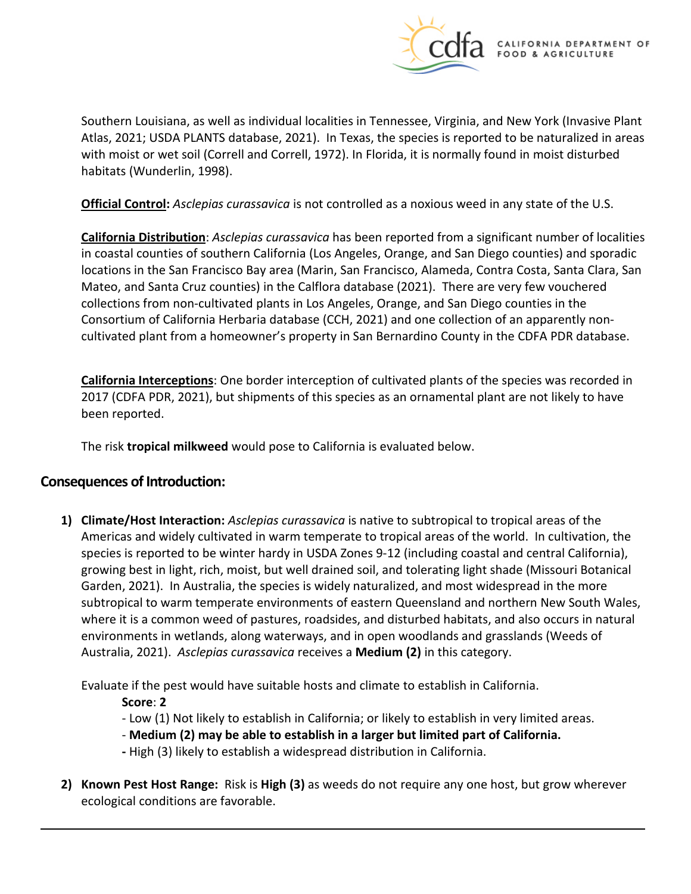Southern Louisiana, as well as individual localities in Tennessee, Virginia, and New York (Invasive Plant Atlas, 2021; USDA PLANTS database, 2021). In Texas, the species is reported to be naturalized in areas with moist or wet soil (Correll and Correll, 1972). In Florida, it is normally found in moist disturbed habitats (Wunderlin, 1998).

**Official Control:** *Asclepias curassavica* is not controlled as a noxious weed in any state of the U.S.

**California Distribution**: *Asclepias curassavica* has been reported from a significant number of localities in coastal counties of southern California (Los Angeles, Orange, and San Diego counties) and sporadic locations in the San Francisco Bay area (Marin, San Francisco, Alameda, Contra Costa, Santa Clara, San Mateo, and Santa Cruz counties) in the Calflora database (2021). There are very few vouchered collections from non-cultivated plants in Los Angeles, Orange, and San Diego counties in the Consortium of California Herbaria database (CCH, 2021) and one collection of an apparently non-cultivated plant from a homeowner's property in San Bernardino County in the CDFA PDR database.

**California Interceptions**: One border interception of cultivated plants of the species was recorded in 2017 (CDFA PDR, 2021), but shipments of this species as an ornamental plant are not likely to have been reported.

The risk **tropical milkweed** would pose to California is evaluated below.

## Consequences of Introduction:

1) **Climate/Host Interaction:** *Asclepias curassavica* is native to subtropical to tropical areas of the Americas and widely cultivated in warm temperate to tropical areas of the world. In cultivation, the species is reported to be winter hardy in USDA Zones 9-12 (including coastal and central California), growing best in light, rich, moist, but well drained soil, and tolerating light shade (Missouri Botanical Garden, 2021). In Australia, the species is widely naturalized, and most widespread in the more subtropical to warm temperate environments of eastern Queensland and northern New South Wales, where it is a common weed of pastures, roadsides, and disturbed habitats, and also occurs in natural environments in wetlands, along waterways, and in open woodlands and grasslands (Weeds of Australia, 2021). *Asclepias curassavica* receives a **Medium (2)** in this category.

   Evaluate if the pest would have suitable hosts and climate to establish in California.

   **Score**: **2**

   - Low (1) Not likely to establish in California; or likely to establish in very limited areas.
   - **Medium (2) may be able to establish in a larger but limited part of California.**
   - High (3) likely to establish a widespread distribution in California.

2) **Known Pest Host Range:** Risk is **High (3)** as weeds do not require any one host, but grow wherever ecological conditions are favorable.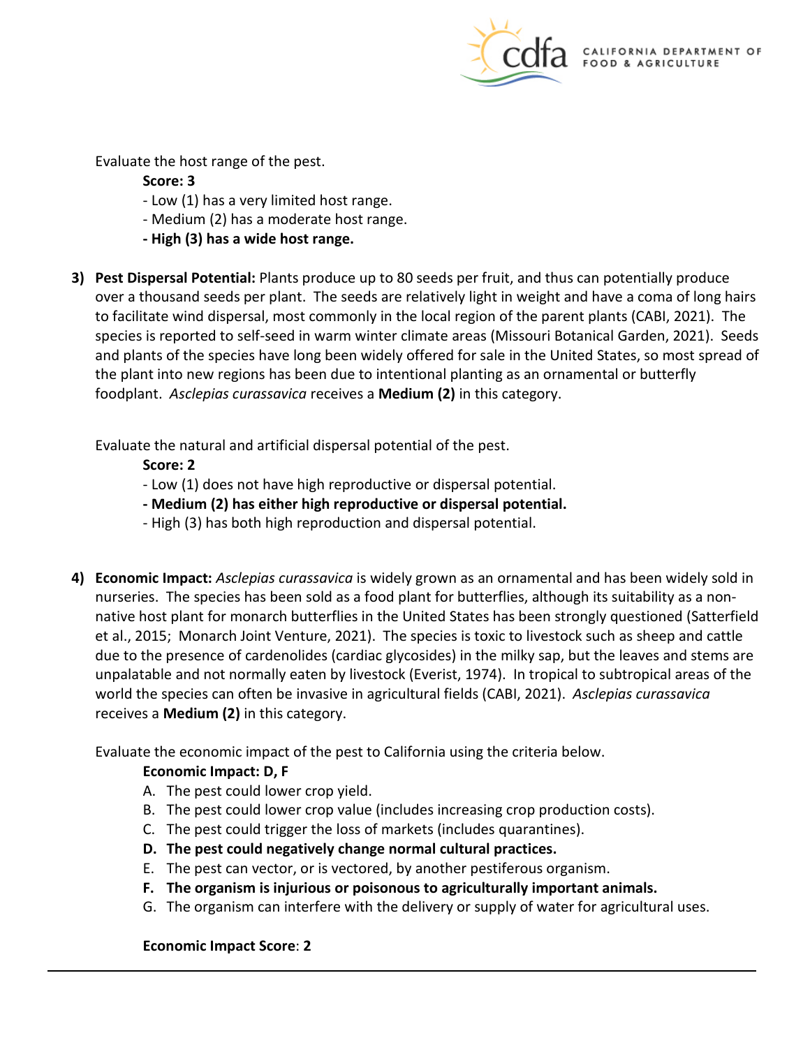Evaluate the host range of the pest.

**Score: 3**

- Low (1) has a very limited host range.
- Medium (2) has a moderate host range.
- **High (3) has a wide host range.**

3) **Pest Dispersal Potential:** Plants produce up to 80 seeds per fruit, and thus can potentially produce over a thousand seeds per plant. The seeds are relatively light in weight and have a coma of long hairs to facilitate wind dispersal, most commonly in the local region of the parent plants (CABI, 2021). The species is reported to self-seed in warm winter climate areas (Missouri Botanical Garden, 2021). Seeds and plants of the species have long been widely offered for sale in the United States, so most spread of the plant into new regions has been due to intentional planting as an ornamental or butterfly foodplant. *Asclepias curassavica* receives a **Medium (2)** in this category.

Evaluate the natural and artificial dispersal potential of the pest.

**Score: 2**

- Low (1) does not have high reproductive or dispersal potential.
- **Medium (2) has either high reproductive or dispersal potential.**
- High (3) has both high reproduction and dispersal potential.

4) **Economic Impact:** *Asclepias curassavica* is widely grown as an ornamental and has been widely sold in nurseries. The species has been sold as a food plant for butterflies, although its suitability as a non-native host plant for monarch butterflies in the United States has been strongly questioned (Satterfield et al., 2015; Monarch Joint Venture, 2021). The species is toxic to livestock such as sheep and cattle due to the presence of cardenolides (cardiac glycosides) in the milky sap, but the leaves and stems are unpalatable and not normally eaten by livestock (Everist, 1974). In tropical to subtropical areas of the world the species can often be invasive in agricultural fields (CABI, 2021). *Asclepias curassavica* receives a **Medium (2)** in this category.

Evaluate the economic impact of the pest to California using the criteria below.

**Economic Impact: D, F**

A. The pest could lower crop yield.
B. The pest could lower crop value (includes increasing crop production costs).
C. The pest could trigger the loss of markets (includes quarantines).
D. **The pest could negatively change normal cultural practices.**
E. The pest can vector, or is vectored, by another pestiferous organism.
F. **The organism is injurious or poisonous to agriculturally important animals.**
G. The organism can interfere with the delivery or supply of water for agricultural uses.

**Economic Impact Score**: **2**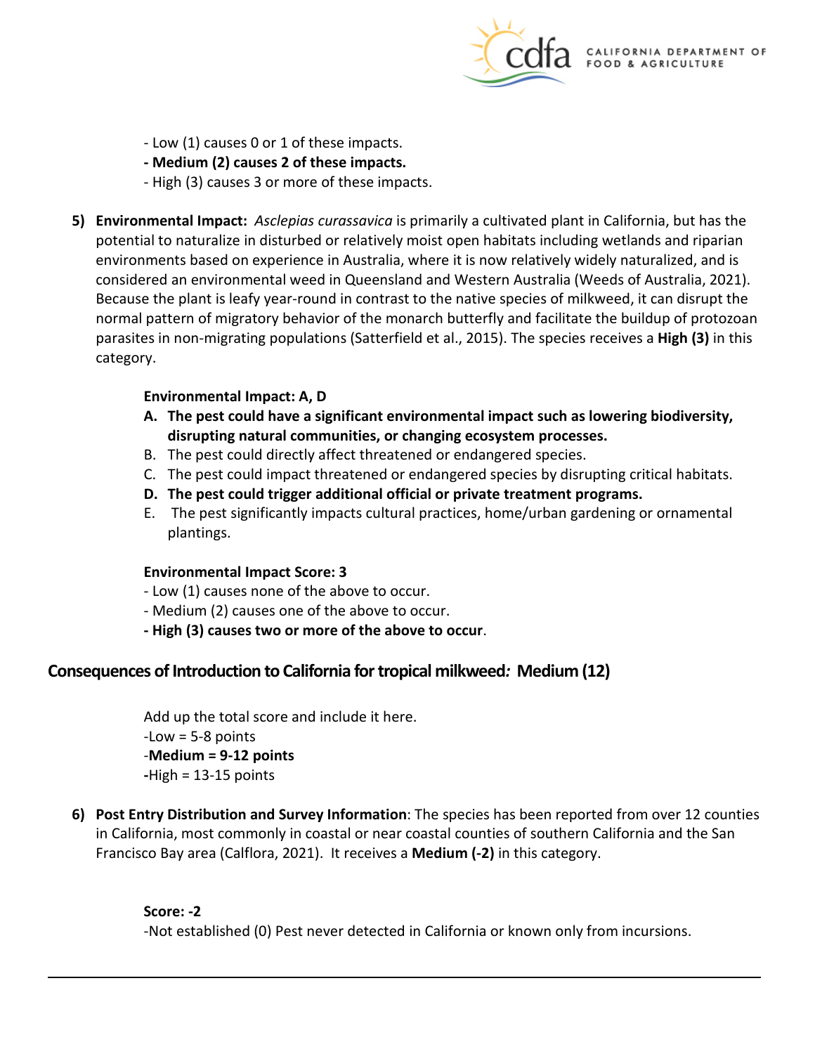- Low (1) causes 0 or 1 of these impacts.
- **Medium (2) causes 2 of these impacts.**
- High (3) causes 3 or more of these impacts.

5) **Environmental Impact:** *Asclepias curassavica* is primarily a cultivated plant in California, but has the potential to naturalize in disturbed or relatively moist open habitats including wetlands and riparian environments based on experience in Australia, where it is now relatively widely naturalized, and is considered an environmental weed in Queensland and Western Australia (Weeds of Australia, 2021). Because the plant is leafy year-round in contrast to the native species of milkweed, it can disrupt the normal pattern of migratory behavior of the monarch butterfly and facilitate the buildup of protozoan parasites in non-migrating populations (Satterfield et al., 2015). The species receives a **High (3)** in this category.

**Environmental Impact: A, D**

A. **The pest could have a significant environmental impact such as lowering biodiversity, disrupting natural communities, or changing ecosystem processes.**
B. The pest could directly affect threatened or endangered species.
C. The pest could impact threatened or endangered species by disrupting critical habitats.
D. **The pest could trigger additional official or private treatment programs.**
E. The pest significantly impacts cultural practices, home/urban gardening or ornamental plantings.

**Environmental Impact Score: 3**

- Low (1) causes none of the above to occur.
- Medium (2) causes one of the above to occur.
- **High (3) causes two or more of the above to occur**.

## Consequences of Introduction to California for tropical milkweed*:* Medium (12)

Add up the total score and include it here.
-Low = 5-8 points
-**Medium = 9-12 points**
-High = 13-15 points

6) **Post Entry Distribution and Survey Information**: The species has been reported from over 12 counties in California, most commonly in coastal or near coastal counties of southern California and the San Francisco Bay area (Calflora, 2021). It receives a **Medium (-2)** in this category.

**Score: -2**

-Not established (0) Pest never detected in California or known only from incursions.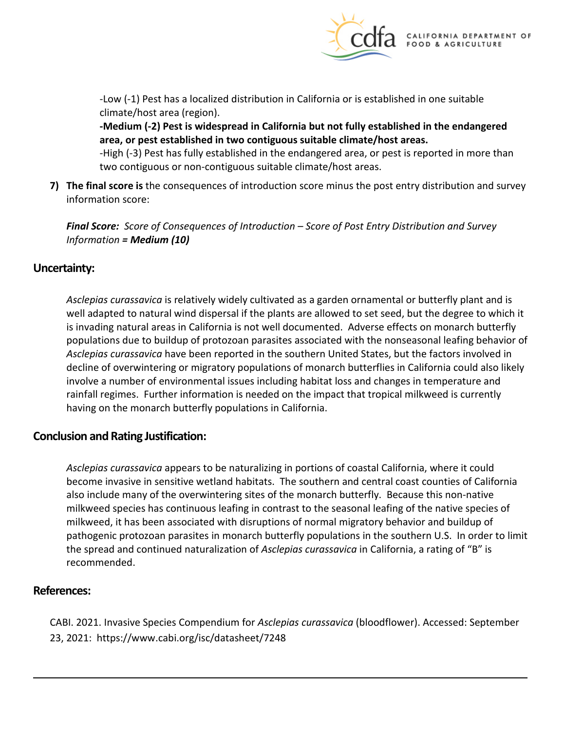-Low (-1) Pest has a localized distribution in California or is established in one suitable climate/host area (region).

**-Medium (-2) Pest is widespread in California but not fully established in the endangered area, or pest established in two contiguous suitable climate/host areas.**

-High (-3) Pest has fully established in the endangered area, or pest is reported in more than two contiguous or non-contiguous suitable climate/host areas.

7) **The final score is** the consequences of introduction score minus the post entry distribution and survey information score:

***Final Score:*** *Score of Consequences of Introduction – Score of Post Entry Distribution and Survey Information **= Medium (10)***

## Uncertainty:

*Asclepias curassavica* is relatively widely cultivated as a garden ornamental or butterfly plant and is well adapted to natural wind dispersal if the plants are allowed to set seed, but the degree to which it is invading natural areas in California is not well documented. Adverse effects on monarch butterfly populations due to buildup of protozoan parasites associated with the nonseasonal leafing behavior of *Asclepias curassavica* have been reported in the southern United States, but the factors involved in decline of overwintering or migratory populations of monarch butterflies in California could also likely involve a number of environmental issues including habitat loss and changes in temperature and rainfall regimes. Further information is needed on the impact that tropical milkweed is currently having on the monarch butterfly populations in California.

## Conclusion and Rating Justification:

*Asclepias curassavica* appears to be naturalizing in portions of coastal California, where it could become invasive in sensitive wetland habitats. The southern and central coast counties of California also include many of the overwintering sites of the monarch butterfly. Because this non-native milkweed species has continuous leafing in contrast to the seasonal leafing of the native species of milkweed, it has been associated with disruptions of normal migratory behavior and buildup of pathogenic protozoan parasites in monarch butterfly populations in the southern U.S. In order to limit the spread and continued naturalization of *Asclepias curassavica* in California, a rating of "B" is recommended.

## References:

CABI. 2021. Invasive Species Compendium for *Asclepias curassavica* (bloodflower). Accessed: September 23, 2021: https://www.cabi.org/isc/datasheet/7248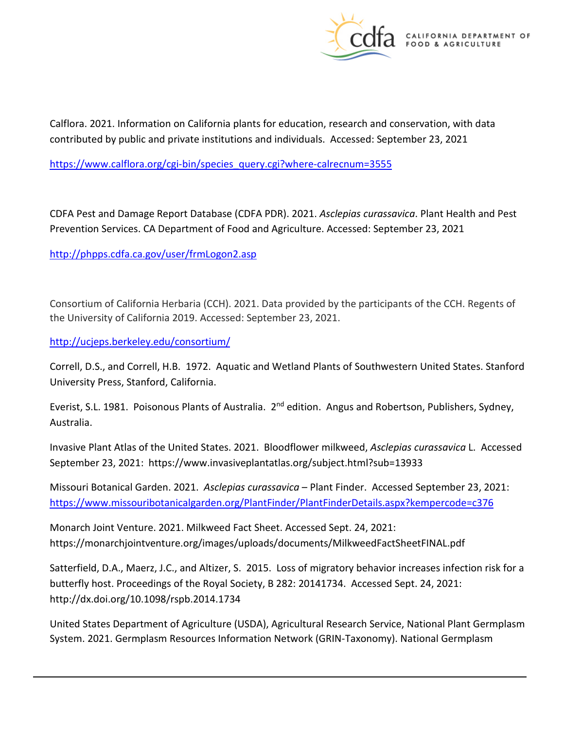Calflora. 2021. Information on California plants for education, research and conservation, with data contributed by public and private institutions and individuals. Accessed: September 23, 2021

https://www.calflora.org/cgi-bin/species_query.cgi?where-calrecnum=3555

CDFA Pest and Damage Report Database (CDFA PDR). 2021. *Asclepias curassavica*. Plant Health and Pest Prevention Services. CA Department of Food and Agriculture. Accessed: September 23, 2021

http://phpps.cdfa.ca.gov/user/frmLogon2.asp

Consortium of California Herbaria (CCH). 2021. Data provided by the participants of the CCH. Regents of the University of California 2019. Accessed: September 23, 2021.

http://ucjeps.berkeley.edu/consortium/

Correll, D.S., and Correll, H.B. 1972. Aquatic and Wetland Plants of Southwestern United States. Stanford University Press, Stanford, California.

Everist, S.L. 1981. Poisonous Plants of Australia. 2nd edition. Angus and Robertson, Publishers, Sydney, Australia.

Invasive Plant Atlas of the United States. 2021. Bloodflower milkweed, *Asclepias curassavica* L. Accessed September 23, 2021: https://www.invasiveplantatlas.org/subject.html?sub=13933

Missouri Botanical Garden. 2021. *Asclepias curassavica* – Plant Finder. Accessed September 23, 2021: https://www.missouribotanicalgarden.org/PlantFinder/PlantFinderDetails.aspx?kempercode=c376

Monarch Joint Venture. 2021. Milkweed Fact Sheet. Accessed Sept. 24, 2021: https://monarchjointventure.org/images/uploads/documents/MilkweedFactSheetFINAL.pdf

Satterfield, D.A., Maerz, J.C., and Altizer, S. 2015. Loss of migratory behavior increases infection risk for a butterfly host. Proceedings of the Royal Society, B 282: 20141734. Accessed Sept. 24, 2021: http://dx.doi.org/10.1098/rspb.2014.1734

United States Department of Agriculture (USDA), Agricultural Research Service, National Plant Germplasm System. 2021. Germplasm Resources Information Network (GRIN-Taxonomy). National Germplasm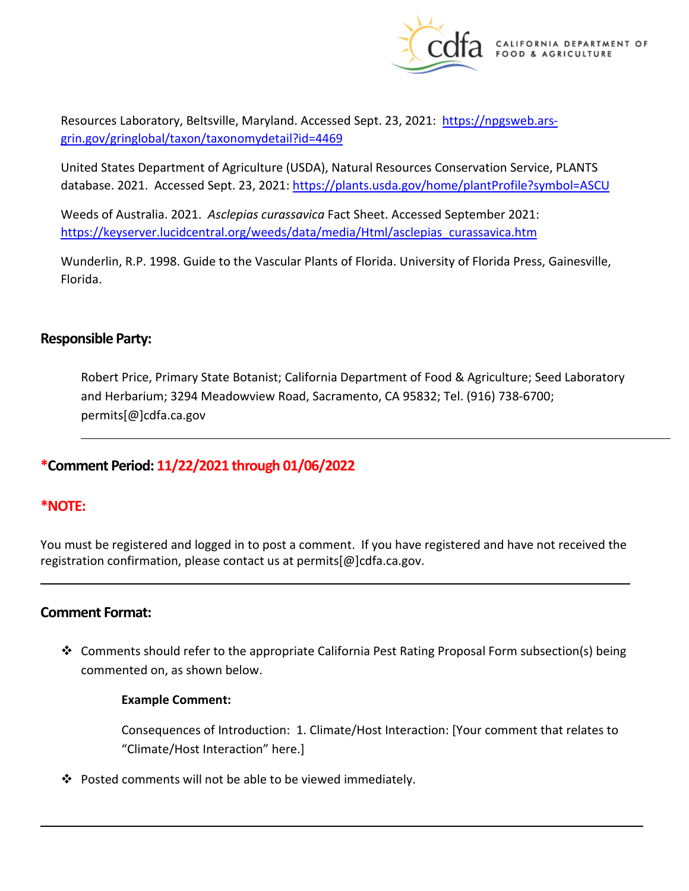Resources Laboratory, Beltsville, Maryland. Accessed Sept. 23, 2021: https://npgsweb.ars-grin.gov/gringlobal/taxon/taxonomydetail?id=4469

United States Department of Agriculture (USDA), Natural Resources Conservation Service, PLANTS database. 2021. Accessed Sept. 23, 2021: https://plants.usda.gov/home/plantProfile?symbol=ASCU

Weeds of Australia. 2021. *Asclepias curassavica* Fact Sheet. Accessed September 2021: https://keyserver.lucidcentral.org/weeds/data/media/Html/asclepias_curassavica.htm

Wunderlin, R.P. 1998. Guide to the Vascular Plants of Florida. University of Florida Press, Gainesville, Florida.

## Responsible Party:

Robert Price, Primary State Botanist; California Department of Food & Agriculture; Seed Laboratory and Herbarium; 3294 Meadowview Road, Sacramento, CA 95832; Tel. (916) 738-6700; permits[@]cdfa.ca.gov

---

## *Comment Period: 11/22/2021 through 01/06/2022

## *NOTE:

You must be registered and logged in to post a comment. If you have registered and have not received the registration confirmation, please contact us at permits[@]cdfa.ca.gov.

---

## Comment Format:

- Comments should refer to the appropriate California Pest Rating Proposal Form subsection(s) being commented on, as shown below.

  **Example Comment:**

  Consequences of Introduction: 1. Climate/Host Interaction: [Your comment that relates to "Climate/Host Interaction" here.]

- Posted comments will not be able to be viewed immediately.

---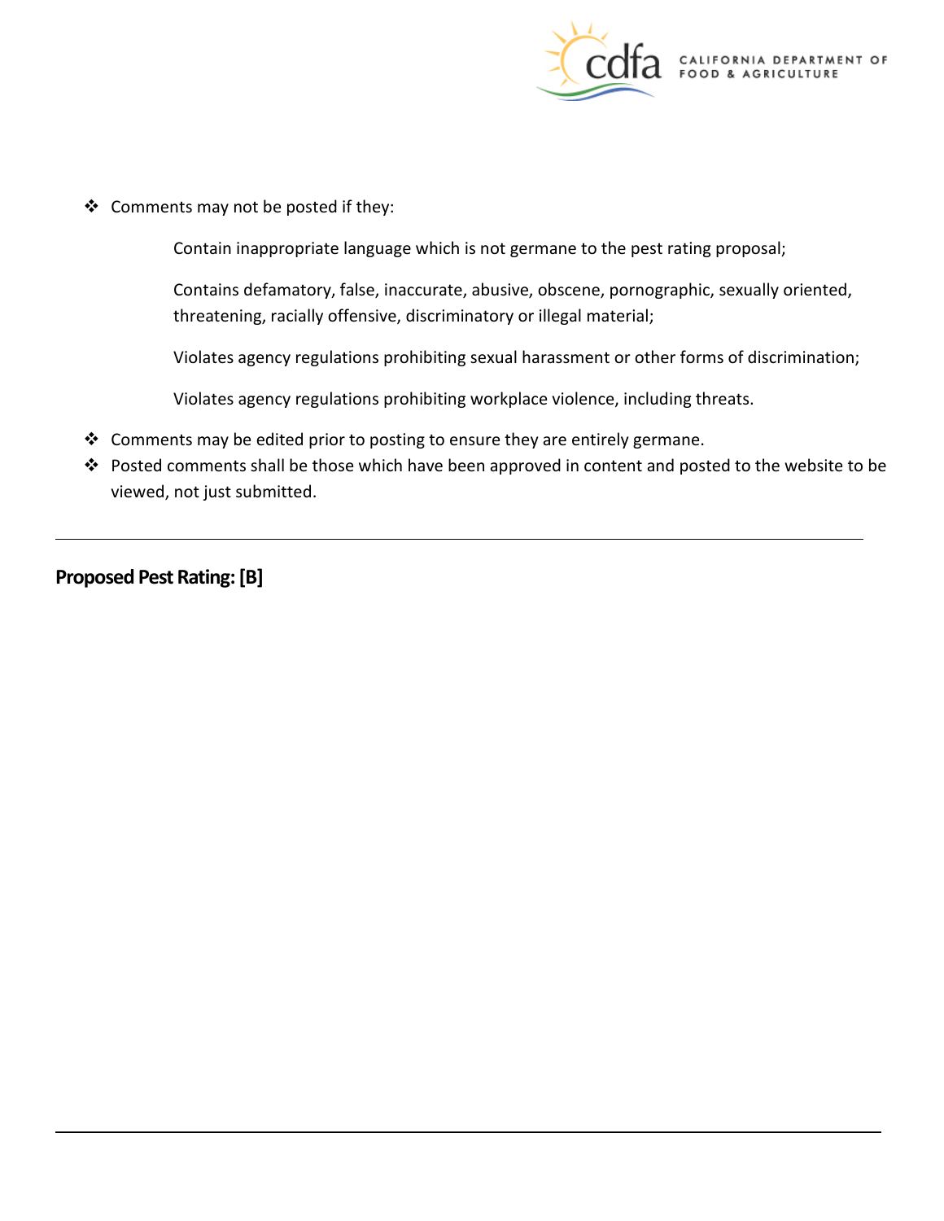- Comments may not be posted if they:

  Contain inappropriate language which is not germane to the pest rating proposal;

  Contains defamatory, false, inaccurate, abusive, obscene, pornographic, sexually oriented, threatening, racially offensive, discriminatory or illegal material;

  Violates agency regulations prohibiting sexual harassment or other forms of discrimination;

  Violates agency regulations prohibiting workplace violence, including threats.

- Comments may be edited prior to posting to ensure they are entirely germane.
- Posted comments shall be those which have been approved in content and posted to the website to be viewed, not just submitted.

---

**Proposed Pest Rating: [B]**